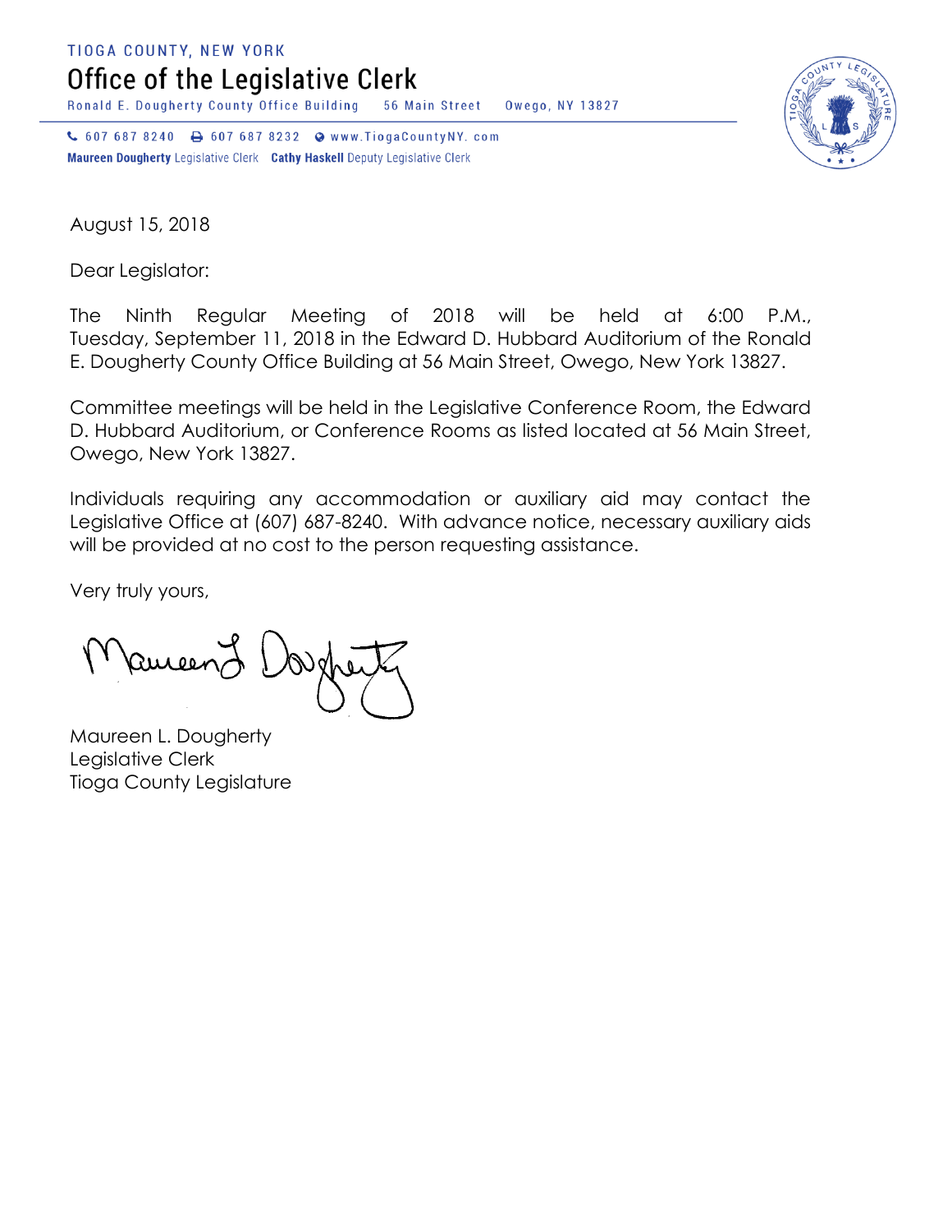TIOGA COUNTY, NEW YORK

# Office of the Legislative Clerk

Ronald E. Dougherty County Office Building 56 Main Street Owego, NY 13827

607 687 8240 607 687 8232 www.TiogaCountyNY.com

**Maureen Dougherty** Legislative Clerk **Cathy Haskell** Deputy Legislative Clerk

August 15, 2018

Dear Legislator:

The Ninth Regular Meeting of 2018 will be held at 6:00 P.M., Tuesday, September 11, 2018 in the Edward D. Hubbard Auditorium of the Ronald E. Dougherty County Office Building at 56 Main Street, Owego, New York 13827.

Committee meetings will be held in the Legislative Conference Room, the Edward D. Hubbard Auditorium, or Conference Rooms as listed located at 56 Main Street, Owego, New York 13827.

Individuals requiring any accommodation or auxiliary aid may contact the Legislative Office at (607) 687-8240. With advance notice, necessary auxiliary aids will be provided at no cost to the person requesting assistance.

Very truly yours,

Maureen L. Dougherty
Legislative Clerk
Tioga County Legislature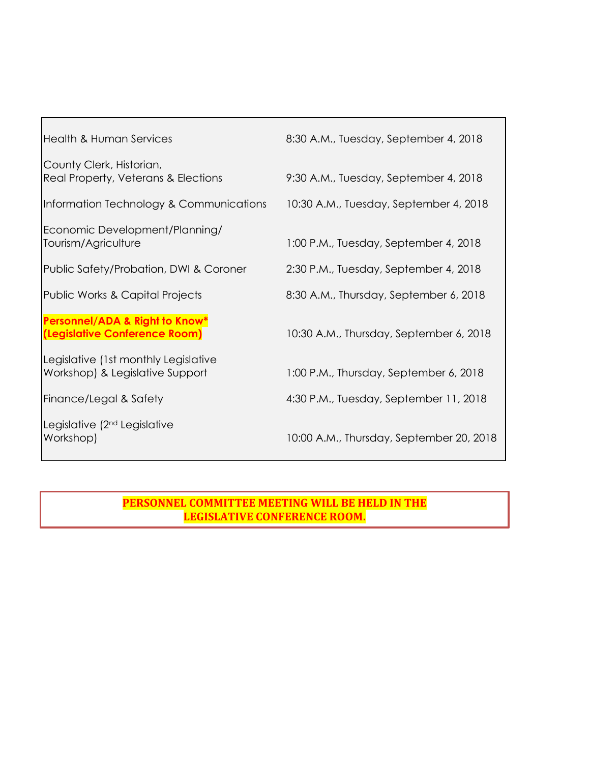| | |
|---|---|
| Health & Human Services | 8:30 A.M., Tuesday, September 4, 2018 |
| County Clerk, Historian, Real Property, Veterans & Elections | 9:30 A.M., Tuesday, September 4, 2018 |
| Information Technology & Communications | 10:30 A.M., Tuesday, September 4, 2018 |
| Economic Development/Planning/ Tourism/Agriculture | 1:00 P.M., Tuesday, September 4, 2018 |
| Public Safety/Probation, DWI & Coroner | 2:30 P.M., Tuesday, September 4, 2018 |
| Public Works & Capital Projects | 8:30 A.M., Thursday, September 6, 2018 |
| **Personnel/ADA & Right to Know* (Legislative Conference Room)** | 10:30 A.M., Thursday, September 6, 2018 |
| Legislative (1st monthly Legislative Workshop) & Legislative Support | 1:00 P.M., Thursday, September 6, 2018 |
| Finance/Legal & Safety | 4:30 P.M., Tuesday, September 11, 2018 |
| Legislative (2nd Legislative Workshop) | 10:00 A.M., Thursday, September 20, 2018 |

**PERSONNEL COMMITTEE MEETING WILL BE HELD IN THE LEGISLATIVE CONFERENCE ROOM.**